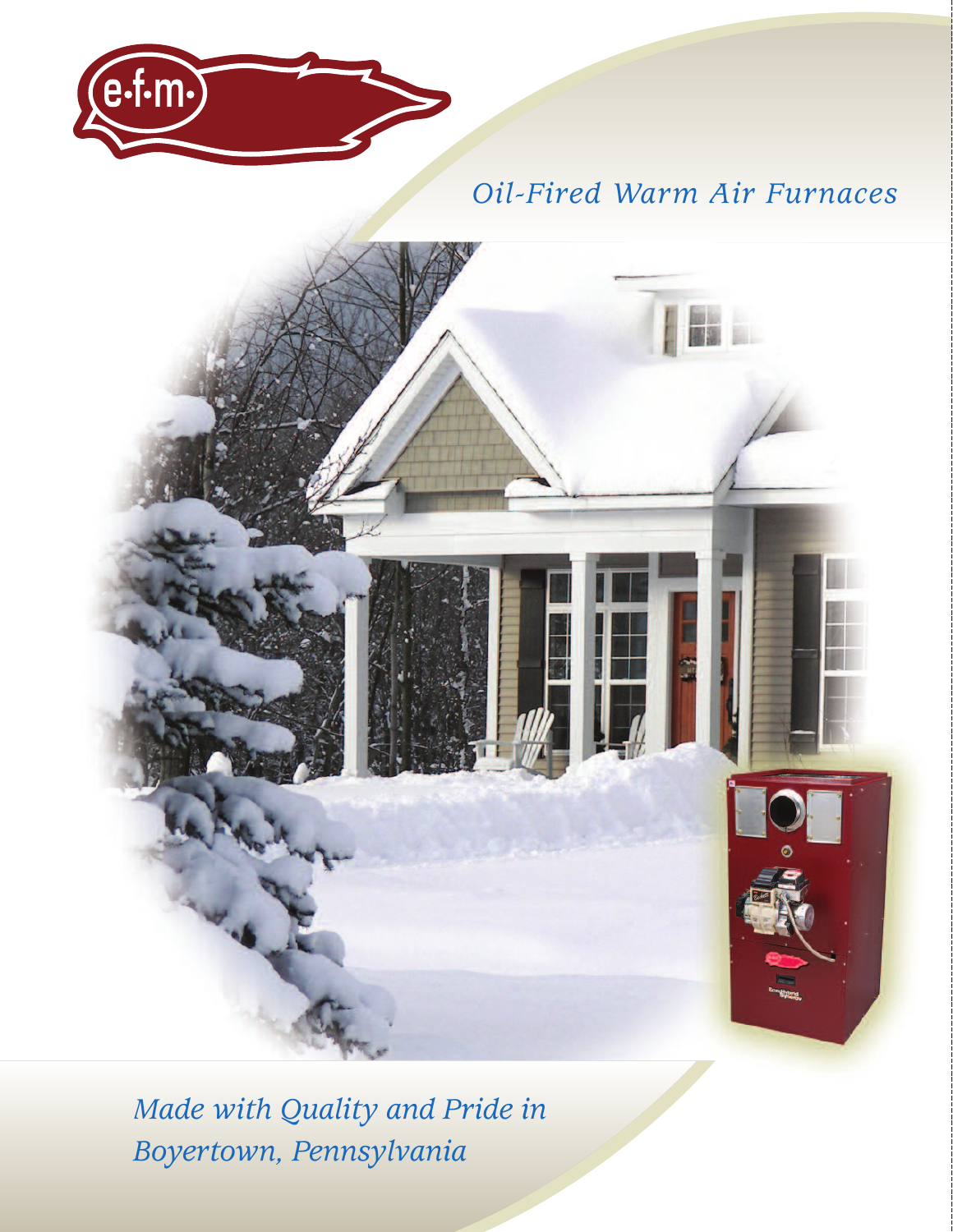e·f·m·

*Oil-Fired Warm Air Furnaces*

*Made with Quality and Pride in Boyertown, Pennsylvania*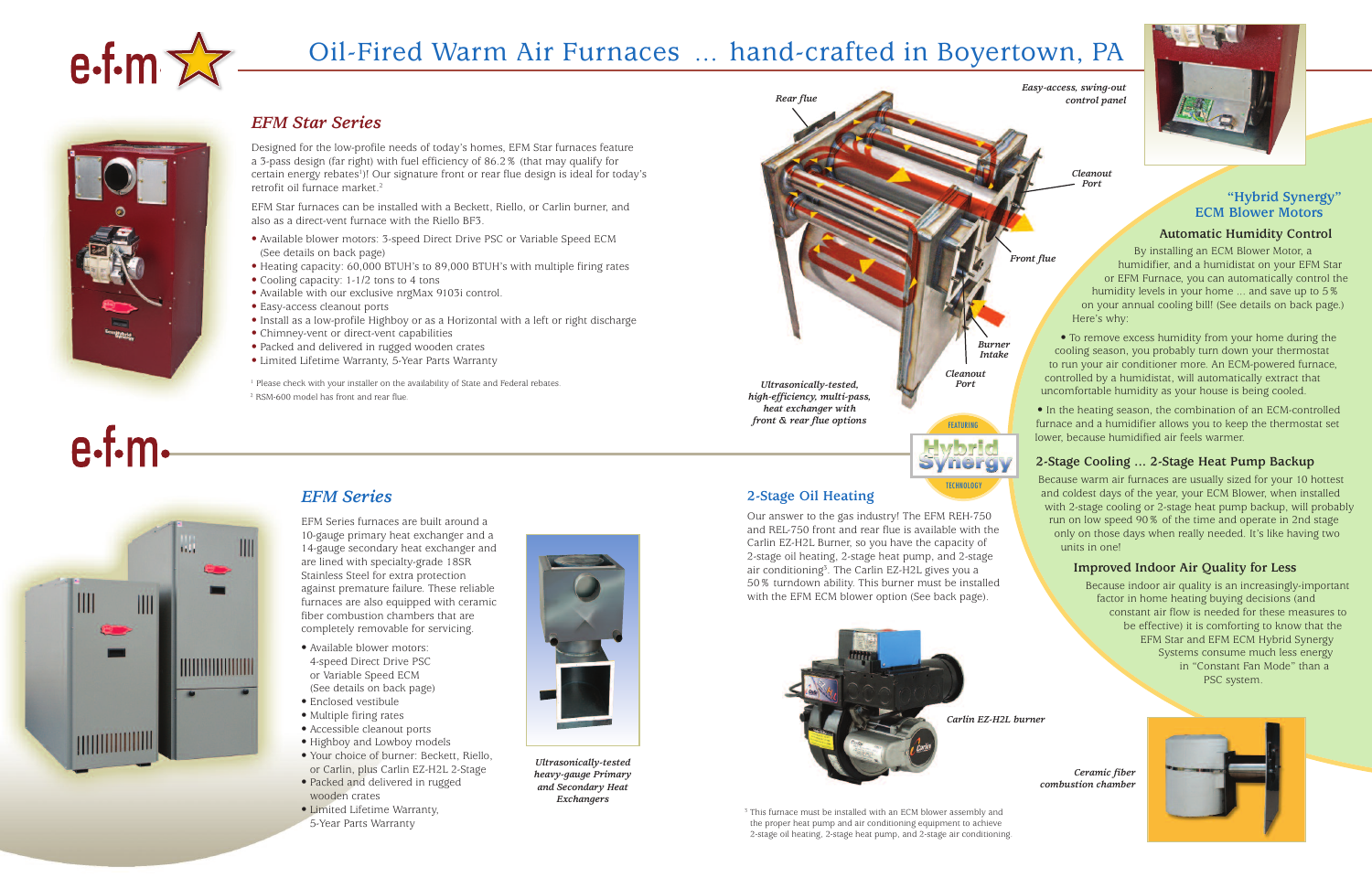# Oil-Fired Warm Air Furnaces ... hand-crafted in Boyertown, PA

## EFM Star Series

Designed for the low-profile needs of today's homes, EFM Star furnaces feature a 3-pass design (far right) with fuel efficiency of 86.2% (that may qualify for certain energy rebates[1])! Our signature front or rear flue design is ideal for today's retrofit oil furnace market.[2]

EFM Star furnaces can be installed with a Beckett, Riello, or Carlin burner, and also as a direct-vent furnace with the Riello BF3.

- Available blower motors: 3-speed Direct Drive PSC or Variable Speed ECM (See details on back page)
- Heating capacity: 60,000 BTUH's to 89,000 BTUH's with multiple firing rates
- Cooling capacity: 1-1/2 tons to 4 tons
- Available with our exclusive nrgMax 9103i control.
- Easy-access cleanout ports
- Install as a low-profile Highboy or as a Horizontal with a left or right discharge
- Chimney-vent or direct-vent capabilities
- Packed and delivered in rugged wooden crates
- Limited Lifetime Warranty, 5-Year Parts Warranty

[1] Please check with your installer on the availability of State and Federal rebates.
[2] RSM-600 model has front and rear flue.

Rear flue

Easy-access, swing-out control panel

Cleanout Port

Front flue

Burner Intake

Cleanout Port

*Ultrasonically-tested, high-efficiency, multi-pass, heat exchanger with front & rear flue options*

FEATURING Hybrid Synergy TECHNOLOGY

## "Hybrid Synergy" ECM Blower Motors

### Automatic Humidity Control

By installing an ECM Blower Motor, a humidifier, and a humidistat on your EFM Star or EFM Furnace, you can automatically control the humidity levels in your home ... and save up to 5% on your annual cooling bill! (See details on back page.) Here's why:

- To remove excess humidity from your home during the cooling season, you probably turn down your thermostat to run your air conditioner more. An ECM-powered furnace, controlled by a humidistat, will automatically extract that uncomfortable humidity as your house is being cooled.
- In the heating season, the combination of an ECM-controlled furnace and a humidifier allows you to keep the thermostat set lower, because humidified air feels warmer.

### 2-Stage Cooling ... 2-Stage Heat Pump Backup

Because warm air furnaces are usually sized for your 10 hottest and coldest days of the year, your ECM Blower, when installed with 2-stage cooling or 2-stage heat pump backup, will probably run on low speed 90% of the time and operate in 2nd stage only on those days when really needed. It's like having two units in one!

### Improved Indoor Air Quality for Less

Because indoor air quality is an increasingly-important factor in home heating buying decisions (and constant air flow is needed for these measures to be effective) it is comforting to know that the EFM Star and EFM ECM Hybrid Synergy Systems consume much less energy in "Constant Fan Mode" than a PSC system.

## EFM Series

EFM Series furnaces are built around a 10-gauge primary heat exchanger and a 14-gauge secondary heat exchanger and are lined with specialty-grade 18SR Stainless Steel for extra protection against premature failure. These reliable furnaces are also equipped with ceramic fiber combustion chambers that are completely removable for servicing.

- Available blower motors: 4-speed Direct Drive PSC or Variable Speed ECM (See details on back page)
- Enclosed vestibule
- Multiple firing rates
- Accessible cleanout ports
- Highboy and Lowboy models
- Your choice of burner: Beckett, Riello, or Carlin, plus Carlin EZ-H2L 2-Stage
- Packed and delivered in rugged wooden crates
- Limited Lifetime Warranty, 5-Year Parts Warranty

*Ultrasonically-tested heavy-gauge Primary and Secondary Heat Exchangers*

## 2-Stage Oil Heating

Our answer to the gas industry! The EFM REH-750 and REL-750 front and rear flue is available with the Carlin EZ-H2L Burner, so you have the capacity of 2-stage oil heating, 2-stage heat pump, and 2-stage air conditioning[3]. The Carlin EZ-H2L gives you a 50% turndown ability. This burner must be installed with the EFM ECM blower option (See back page).

*Carlin EZ-H2L burner*

*Ceramic fiber combustion chamber*

[3] This furnace must be installed with an ECM blower assembly and the proper heat pump and air conditioning equipment to achieve 2-stage oil heating, 2-stage heat pump, and 2-stage air conditioning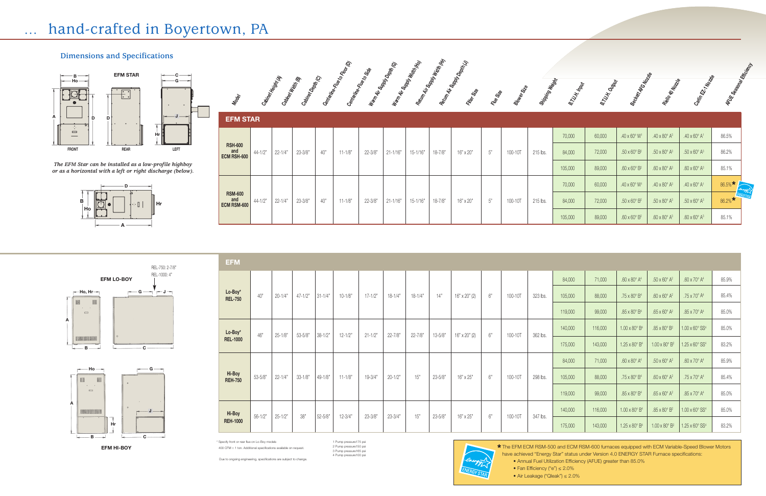# … hand-crafted in Boyertown, PA

## Dimensions and Specifications

EFM STAR

FRONT · REAR · LEFT

*The EFM Star can be installed as a low-profile highboy or as a horizontal with a left or right discharge (below).*

EFM LO-BOY

REL-750: 2-7/8"
REL-1000: 4"

EFM HI-BOY

| Model | Cabinet Height (A) | Cabinet Width (B) | Cabinet Depth (C) | Centerline-Flue to Floor (D) | Centerline-Flue to Side | Warm Air Supply Depth (G) | Warm Air Supply Width (Ho) | Return Air Supply Width (Hr) | Return Air Supply Depth (J) | Filter Size | Flue Size | Blower Size | Shipping Weight | B.T.U.H. Input | B.T.U.H. Output | Beckett AFG Nozzle | Riello 40 Nozzle | Carlin EZ-1 Nozzle | AFUE Seasonal Efficiency |
|---|---|---|---|---|---|---|---|---|---|---|---|---|---|---|---|---|---|---|---|
| **EFM STAR** | | | | | | | | | | | | | | | | | | | |
| RSH-600 and ECM RSH-600 | 44-1/2" | 22-1/4" | 23-3/8" | 40" | 11-1/8" | 22-3/8" | 21-1/16" | 15-1/16" | 18-7/8" | 16" x 20" | 5" | 100-10T | 215 lbs. | 70,000 | 60,000 | .40 x 60° W[1] | .40 x 80° A[3] | .40 x 60° A[1] | 86.5% |
| | | | | | | | | | | | | | | 84,000 | 72,000 | .50 x 60° B[2] | .50 x 80° A[3] | .50 x 60° A[3] | 86.2% |
| | | | | | | | | | | | | | | 105,000 | 89,000 | .60 x 60° B[2] | .60 x 80° A[3] | .60 x 60° A[3] | 85.1% |
| RSM-600 and ECM RSM-600 | 44-1/2" | 22-1/4" | 23-3/8" | 40" | 11-1/8" | 22-3/8" | 21-1/16" | 15-1/16" | 18-7/8" | 16" x 20" | 5" | 100-10T | 215 lbs. | 70,000 | 60,000 | .40 x 60° W[1] | .40 x 80° A[3] | .40 x 60° A[1] | 86.5%★ |
| | | | | | | | | | | | | | | 84,000 | 72,000 | .50 x 60° B[2] | .50 x 80° A[3] | .50 x 60° A[3] | 86.2%★ |
| | | | | | | | | | | | | | | 105,000 | 89,000 | .60 x 60° B[2] | .60 x 80° A[3] | .60 x 60° A[3] | 85.1% |
| **EFM** | | | | | | | | | | | | | | | | | | | |
| Lo-Boy* REL-750 | 40" | 20-1/4" | 47-1/2" | 31-1/4" | 10-1/8" | 17-1/2" | 18-1/4" | 18-1/4" | 14" | 16" x 20" (2) | 6" | 100-10T | 323 lbs. | 84,000 | 71,000 | .60 x 80° A[4] | .50 x 60° A[2] | .60 x 70° A[4] | 85.9% |
| | | | | | | | | | | | | | | 105,000 | 88,000 | .75 x 80° B[4] | .60 x 60° A[2] | .75 x 70° A[4] | 85.4% |
| | | | | | | | | | | | | | | 119,000 | 99,000 | .85 x 80° B[4] | .65 x 60° A[2] | .85 x 70° A[4] | 85.0% |
| Lo-Boy* REL-1000 | 46" | 25-1/8" | 53-5/8" | 38-1/2" | 12-1/2" | 21-1/2" | 22-7/8" | 22-7/8" | 13-5/8" | 16" x 20" (2) | 6" | 100-10T | 362 lbs. | 140,000 | 116,000 | 1.00 x 80° B[4] | .85 x 80° B[2] | 1.00 x 60° SS[4] | 85.0% |
| | | | | | | | | | | | | | | 175,000 | 143,000 | 1.25 x 80° B[4] | 1.00 x 80° B[2] | 1.25 x 60° SS[4] | 83.2% |
| Hi-Boy REH-750 | 53-5/8" | 22-1/4" | 33-1/8" | 49-1/8" | 11-1/8" | 19-3/4" | 20-1/2" | 15" | 23-5/8" | 16" x 25" | 6" | 100-10T | 298 lbs. | 84,000 | 71,000 | .60 x 80° A[4] | .50 x 60° A[2] | .60 x 70° A[4] | 85.9% |
| | | | | | | | | | | | | | | 105,000 | 88,000 | .75 x 80° B[4] | .60 x 60° A[2] | .75 x 70° A[4] | 85.4% |
| | | | | | | | | | | | | | | 119,000 | 99,000 | .85 x 80° B[4] | .65 x 60° A[2] | .85 x 70° A[4] | 85.0% |
| Hi-Boy REH-1000 | 56-1/2" | 25-1/2" | 38" | 52-5/8" | 12-3/4" | 23-3/8" | 23-3/4" | 15" | 23-5/8" | 16" x 25" | 6" | 100-10T | 347 lbs. | 140,000 | 116,000 | 1.00 x 80° B[4] | .85 x 80° B[2] | 1.00 x 60° SS[4] | 85.0% |
| | | | | | | | | | | | | | | 175,000 | 143,000 | 1.25 x 80° B[4] | 1.00 x 80° B[2] | 1.25 x 60° SS[4] | 83.2% |

\* Specify front or rear flue on Lo-Boy models

400 CFM = 1 ton. Additional specifications available on request.

Due to ongoing engineering, specifications are subject to change.

1 Pump pressure175 psi
2 Pump pressure150 psi
3 Pump pressure165 psi
4 Pump pressure100 psi

★ The EFM ECM RSM-500 and ECM RSM-600 furnaces equipped with ECM Variable-Speed Blower Motors have achieved "Energy Star" status under Version 4.0 ENERGY STAR Furnace specifications:

- Annual Fuel Utilization Efficiency (AFUE) greater than 85.0%
- Fan Efficiency ("e") ≤ 2.0%
- Air Leakage ("Qleak") ≤ 2.0%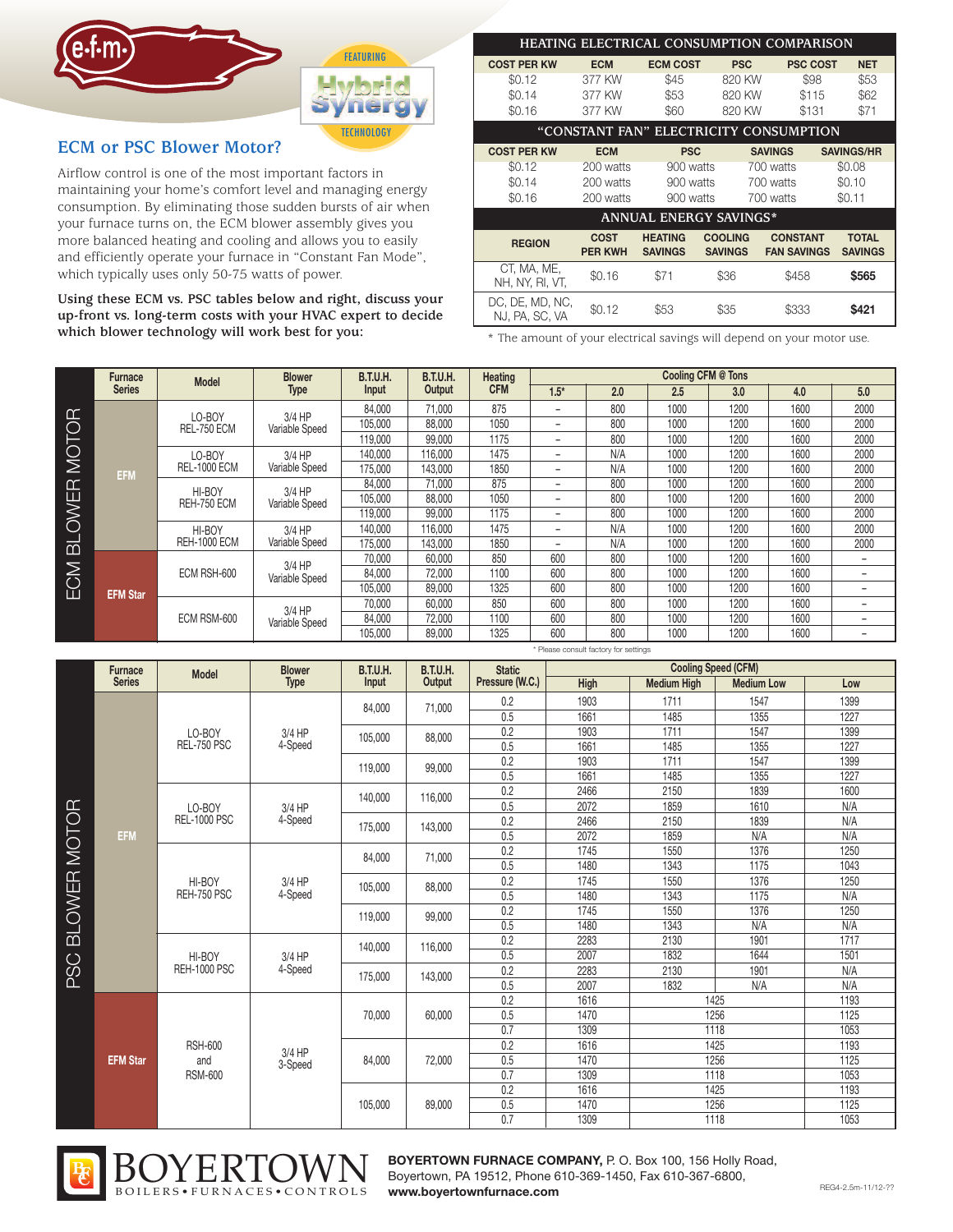e·f·m·

FEATURING Hybrid Synergy TECHNOLOGY

## ECM or PSC Blower Motor?

Airflow control is one of the most important factors in maintaining your home's comfort level and managing energy consumption. By eliminating those sudden bursts of air when your furnace turns on, the ECM blower assembly gives you more balanced heating and cooling and allows you to easily and efficiently operate your furnace in "Constant Fan Mode", which typically uses only 50-75 watts of power.

**Using these ECM vs. PSC tables below and right, discuss your up-front vs. long-term costs with your HVAC expert to decide which blower technology will work best for you:**

### HEATING ELECTRICAL CONSUMPTION COMPARISON

| COST PER KW | ECM | ECM COST | PSC | PSC COST | NET |
|---|---|---|---|---|---|
| $0.12 | 377 KW | $45 | 820 KW | $98 | $53 |
| $0.14 | 377 KW | $53 | 820 KW | $115 | $62 |
| $0.16 | 377 KW | $60 | 820 KW | $131 | $71 |

### "CONSTANT FAN" ELECTRICITY CONSUMPTION

| COST PER KW | ECM | PSC | SAVINGS | SAVINGS/HR |
|---|---|---|---|---|
| $0.12 | 200 watts | 900 watts | 700 watts | $0.08 |
| $0.14 | 200 watts | 900 watts | 700 watts | $0.10 |
| $0.16 | 200 watts | 900 watts | 700 watts | $0.11 |

### ANNUAL ENERGY SAVINGS*

| REGION | COST PER KWH | HEATING SAVINGS | COOLING SAVINGS | CONSTANT FAN SAVINGS | TOTAL SAVINGS |
|---|---|---|---|---|---|
| CT, MA, ME, NH, NY, RI, VT, | $0.16 | $71 | $36 | $458 | **$565** |
| DC, DE, MD, NC, NJ, PA, SC, VA | $0.12 | $53 | $35 | $333 | **$421** |

\* The amount of your electrical savings will depend on your motor use.

### ECM BLOWER MOTOR

| Furnace Series | Model | Blower Type | B.T.U.H. Input | B.T.U.H. Output | Heating CFM | Cooling CFM @ Tons 1.5* | 2.0 | 2.5 | 3.0 | 4.0 | 5.0 |
|---|---|---|---|---|---|---|---|---|---|---|---|
| EFM | LO-BOY REL-750 ECM | 3/4 HP Variable Speed | 84,000 | 71,000 | 875 | – | 800 | 1000 | 1200 | 1600 | 2000 |
| | | | 105,000 | 88,000 | 1050 | – | 800 | 1000 | 1200 | 1600 | 2000 |
| | | | 119,000 | 99,000 | 1175 | – | 800 | 1000 | 1200 | 1600 | 2000 |
| | LO-BOY REL-1000 ECM | 3/4 HP Variable Speed | 140,000 | 116,000 | 1475 | – | N/A | 1000 | 1200 | 1600 | 2000 |
| | | | 175,000 | 143,000 | 1850 | – | N/A | 1000 | 1200 | 1600 | 2000 |
| | HI-BOY REH-750 ECM | 3/4 HP Variable Speed | 84,000 | 71,000 | 875 | – | 800 | 1000 | 1200 | 1600 | 2000 |
| | | | 105,000 | 88,000 | 1050 | – | 800 | 1000 | 1200 | 1600 | 2000 |
| | | | 119,000 | 99,000 | 1175 | – | 800 | 1000 | 1200 | 1600 | 2000 |
| | HI-BOY REH-1000 ECM | 3/4 HP Variable Speed | 140,000 | 116,000 | 1475 | – | N/A | 1000 | 1200 | 1600 | 2000 |
| | | | 175,000 | 143,000 | 1850 | – | N/A | 1000 | 1200 | 1600 | 2000 |
| EFM Star | ECM RSH-600 | 3/4 HP Variable Speed | 70,000 | 60,000 | 850 | 600 | 800 | 1000 | 1200 | 1600 | – |
| | | | 84,000 | 72,000 | 1100 | 600 | 800 | 1000 | 1200 | 1600 | – |
| | | | 105,000 | 89,000 | 1325 | 600 | 800 | 1000 | 1200 | 1600 | – |
| | ECM RSM-600 | 3/4 HP Variable Speed | 70,000 | 60,000 | 850 | 600 | 800 | 1000 | 1200 | 1600 | – |
| | | | 84,000 | 72,000 | 1100 | 600 | 800 | 1000 | 1200 | 1600 | – |
| | | | 105,000 | 89,000 | 1325 | 600 | 800 | 1000 | 1200 | 1600 | – |

\* Please consult factory for settings

### PSC BLOWER MOTOR

| Furnace Series | Model | Blower Type | B.T.U.H. Input | B.T.U.H. Output | Static Pressure (W.C.) | Cooling Speed (CFM) High | Medium High | Medium Low | Low |
|---|---|---|---|---|---|---|---|---|---|
| EFM | LO-BOY REL-750 PSC | 3/4 HP 4-Speed | 84,000 | 71,000 | 0.2 | 1903 | 1711 | 1547 | 1399 |
| | | | | | 0.5 | 1661 | 1485 | 1355 | 1227 |
| | | | 105,000 | 88,000 | 0.2 | 1903 | 1711 | 1547 | 1399 |
| | | | | | 0.5 | 1661 | 1485 | 1355 | 1227 |
| | | | 119,000 | 99,000 | 0.2 | 1903 | 1711 | 1547 | 1399 |
| | | | | | 0.5 | 1661 | 1485 | 1355 | 1227 |
| | LO-BOY REL-1000 PSC | 3/4 HP 4-Speed | 140,000 | 116,000 | 0.2 | 2466 | 2150 | 1839 | 1600 |
| | | | | | 0.5 | 2072 | 1859 | 1610 | N/A |
| | | | 175,000 | 143,000 | 0.2 | 2466 | 2150 | 1839 | N/A |
| | | | | | 0.5 | 2072 | 1859 | N/A | N/A |
| | HI-BOY REH-750 PSC | 3/4 HP 4-Speed | 84,000 | 71,000 | 0.2 | 1745 | 1550 | 1376 | 1250 |
| | | | | | 0.5 | 1480 | 1343 | 1175 | 1043 |
| | | | 105,000 | 88,000 | 0.2 | 1745 | 1550 | 1376 | 1250 |
| | | | | | 0.5 | 1480 | 1343 | 1175 | N/A |
| | | | 119,000 | 99,000 | 0.2 | 1745 | 1550 | 1376 | 1250 |
| | | | | | 0.5 | 1480 | 1343 | N/A | N/A |
| | HI-BOY REH-1000 PSC | 3/4 HP 4-Speed | 140,000 | 116,000 | 0.2 | 2283 | 2130 | 1901 | 1717 |
| | | | | | 0.5 | 2007 | 1832 | 1644 | 1501 |
| | | | 175,000 | 143,000 | 0.2 | 2283 | 2130 | 1901 | N/A |
| | | | | | 0.5 | 2007 | 1832 | N/A | N/A |
| EFM Star | RSH-600 and RSM-600 | 3/4 HP 3-Speed | 70,000 | 60,000 | 0.2 | 1616 | 1425 | | 1193 |
| | | | | | 0.5 | 1470 | 1256 | | 1125 |
| | | | | | 0.7 | 1309 | 1118 | | 1053 |
| | | | 84,000 | 72,000 | 0.2 | 1616 | 1425 | | 1193 |
| | | | | | 0.5 | 1470 | 1256 | | 1125 |
| | | | | | 0.7 | 1309 | 1118 | | 1053 |
| | | | 105,000 | 89,000 | 0.2 | 1616 | 1425 | | 1193 |
| | | | | | 0.5 | 1470 | 1256 | | 1125 |
| | | | | | 0.7 | 1309 | 1118 | | 1053 |

BOYERTOWN BOILERS • FURNACES • CONTROLS

**BOYERTOWN FURNACE COMPANY,** P. O. Box 100, 156 Holly Road, Boyertown, PA 19512, Phone 610-369-1450, Fax 610-367-6800, **www.boyertownfurnace.com**

REG4-2.5m-11/12-??